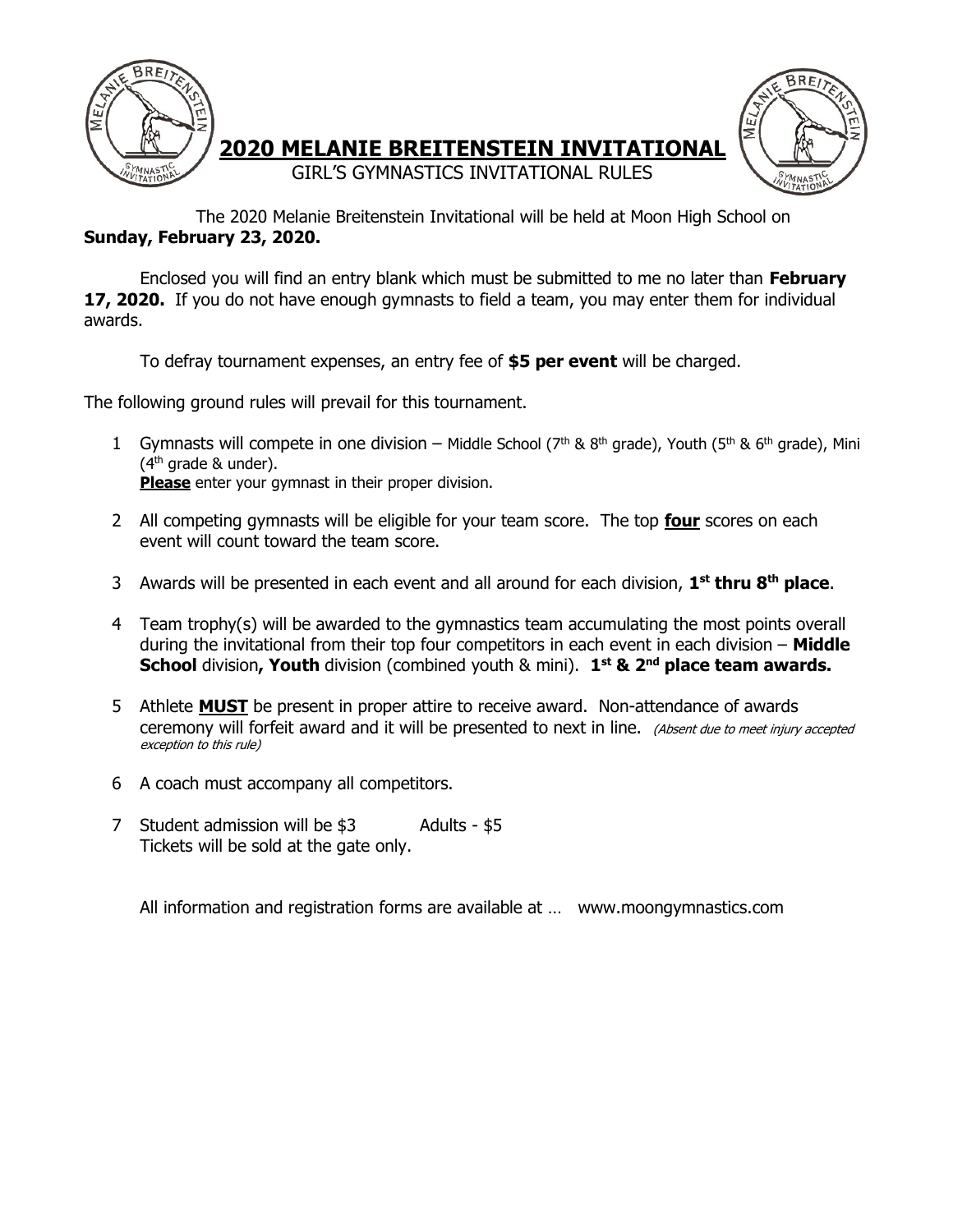# 2020 MELANIE BREITENSTEIN INVITATIONAL

GIRL'S GYMNASTICS INVITATIONAL RULES

The 2020 Melanie Breitenstein Invitational will be held at Moon High School on **Sunday, February 23, 2020.**

Enclosed you will find an entry blank which must be submitted to me no later than **February 17, 2020.** If you do not have enough gymnasts to field a team, you may enter them for individual awards.

To defray tournament expenses, an entry fee of **$5 per event** will be charged.

The following ground rules will prevail for this tournament.

1. Gymnasts will compete in one division – Middle School (7th & 8th grade), Youth (5th & 6th grade), Mini (4th grade & under).
   ***Please*** enter your gymnast in their proper division.
2. All competing gymnasts will be eligible for your team score. The top ***four*** scores on each event will count toward the team score.
3. Awards will be presented in each event and all around for each division, **1st thru 8th place**.
4. Team trophy(s) will be awarded to the gymnastics team accumulating the most points overall during the invitational from their top four competitors in each event in each division – **Middle School** division**, Youth** division (combined youth & mini). **1st & 2nd place team awards.**
5. Athlete ***MUST*** be present in proper attire to receive award. Non-attendance of awards ceremony will forfeit award and it will be presented to next in line. *(Absent due to meet injury accepted exception to this rule)*
6. A coach must accompany all competitors.
7. Student admission will be $3 Adults - $5
   Tickets will be sold at the gate only.

All information and registration forms are available at … www.moongymnastics.com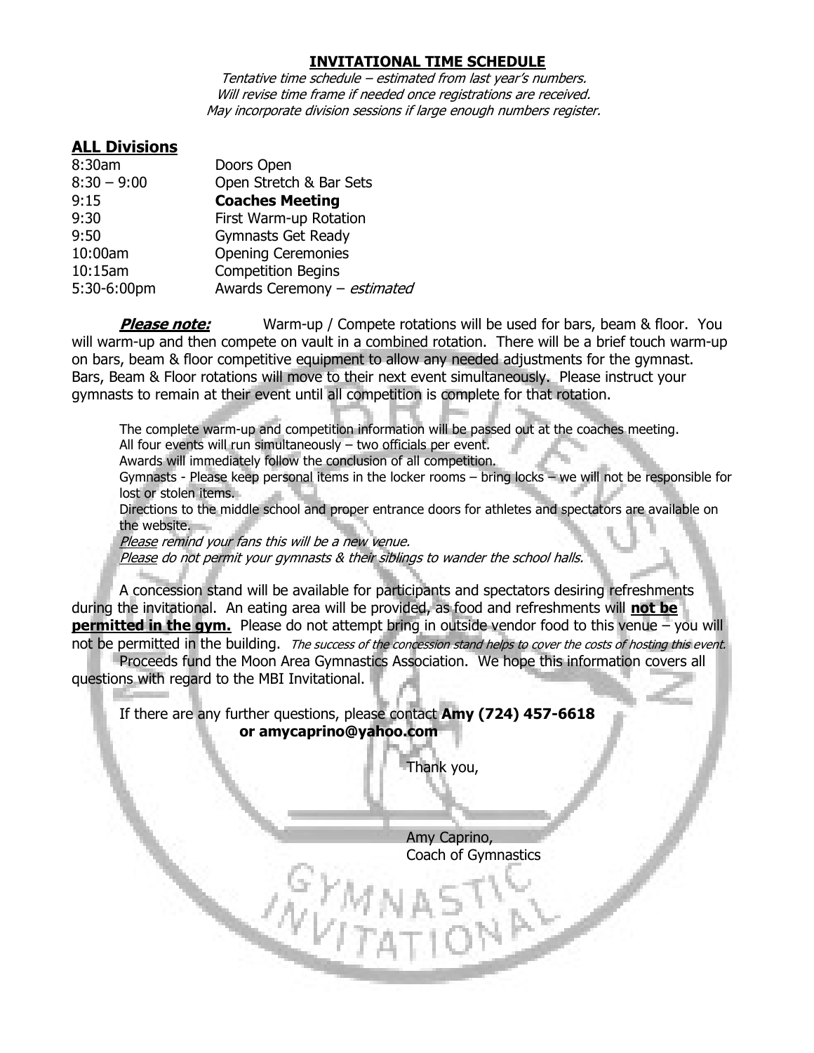## INVITATIONAL TIME SCHEDULE

*Tentative time schedule – estimated from last year's numbers.*
*Will revise time frame if needed once registrations are received.*
*May incorporate division sessions if large enough numbers register.*

### ALL Divisions

| | |
|---|---|
| 8:30am | Doors Open |
| 8:30 – 9:00 | Open Stretch & Bar Sets |
| 9:15 | **Coaches Meeting** |
| 9:30 | First Warm-up Rotation |
| 9:50 | Gymnasts Get Ready |
| 10:00am | Opening Ceremonies |
| 10:15am | Competition Begins |
| 5:30-6:00pm | Awards Ceremony – *estimated* |

***Please note:*** Warm-up / Compete rotations will be used for bars, beam & floor. You will warm-up and then compete on vault in a combined rotation. There will be a brief touch warm-up on bars, beam & floor competitive equipment to allow any needed adjustments for the gymnast. Bars, Beam & Floor rotations will move to their next event simultaneously. Please instruct your gymnasts to remain at their event until all competition is complete for that rotation.

The complete warm-up and competition information will be passed out at the coaches meeting.
All four events will run simultaneously – two officials per event.
Awards will immediately follow the conclusion of all competition.
Gymnasts - Please keep personal items in the locker rooms – bring locks – we will not be responsible for lost or stolen items.
Directions to the middle school and proper entrance doors for athletes and spectators are available on the website.
*Please remind your fans this will be a new venue.*
*Please do not permit your gymnasts & their siblings to wander the school halls.*

A concession stand will be available for participants and spectators desiring refreshments during the invitational. An eating area will be provided, as food and refreshments will **not be permitted in the gym.** Please do not attempt bring in outside vendor food to this venue – you will not be permitted in the building. *The success of the concession stand helps to cover the costs of hosting this event.*

Proceeds fund the Moon Area Gymnastics Association. We hope this information covers all questions with regard to the MBI Invitational.

If there are any further questions, please contact **Amy (724) 457-6618 or amycaprino@yahoo.com**

Thank you,

Amy Caprino,
Coach of Gymnastics